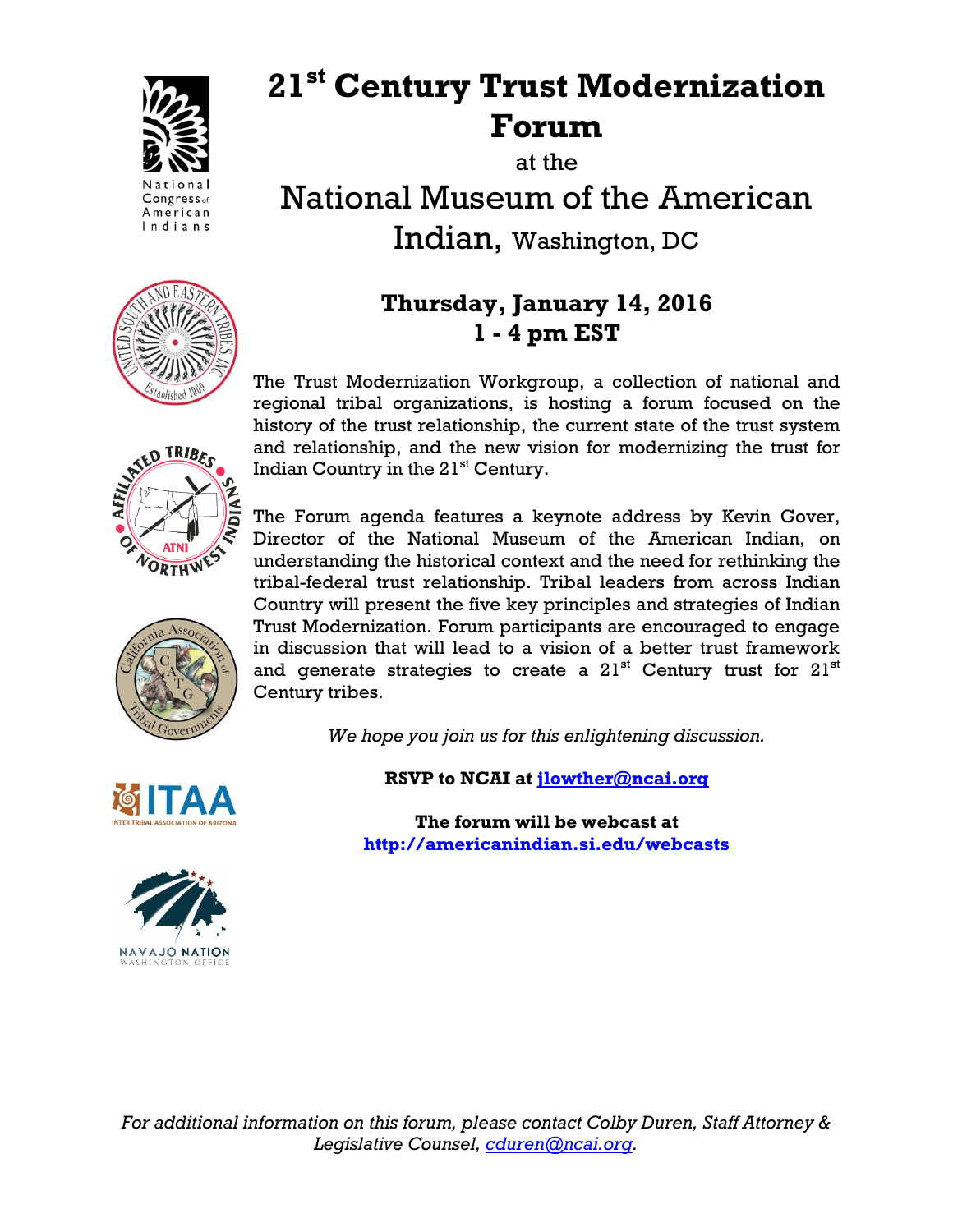# 21st Century Trust Modernization Forum

at the

## National Museum of the American Indian, Washington, DC

### Thursday, January 14, 2016
### 1 - 4 pm EST

The Trust Modernization Workgroup, a collection of national and regional tribal organizations, is hosting a forum focused on the history of the trust relationship, the current state of the trust system and relationship, and the new vision for modernizing the trust for Indian Country in the 21st Century.

The Forum agenda features a keynote address by Kevin Gover, Director of the National Museum of the American Indian, on understanding the historical context and the need for rethinking the tribal-federal trust relationship. Tribal leaders from across Indian Country will present the five key principles and strategies of Indian Trust Modernization. Forum participants are encouraged to engage in discussion that will lead to a vision of a better trust framework and generate strategies to create a 21st Century trust for 21st Century tribes.

*We hope you join us for this enlightening discussion.*

**RSVP to NCAI at jlowther@ncai.org**

**The forum will be webcast at http://americanindian.si.edu/webcasts**

*For additional information on this forum, please contact Colby Duren, Staff Attorney & Legislative Counsel, cduren@ncai.org.*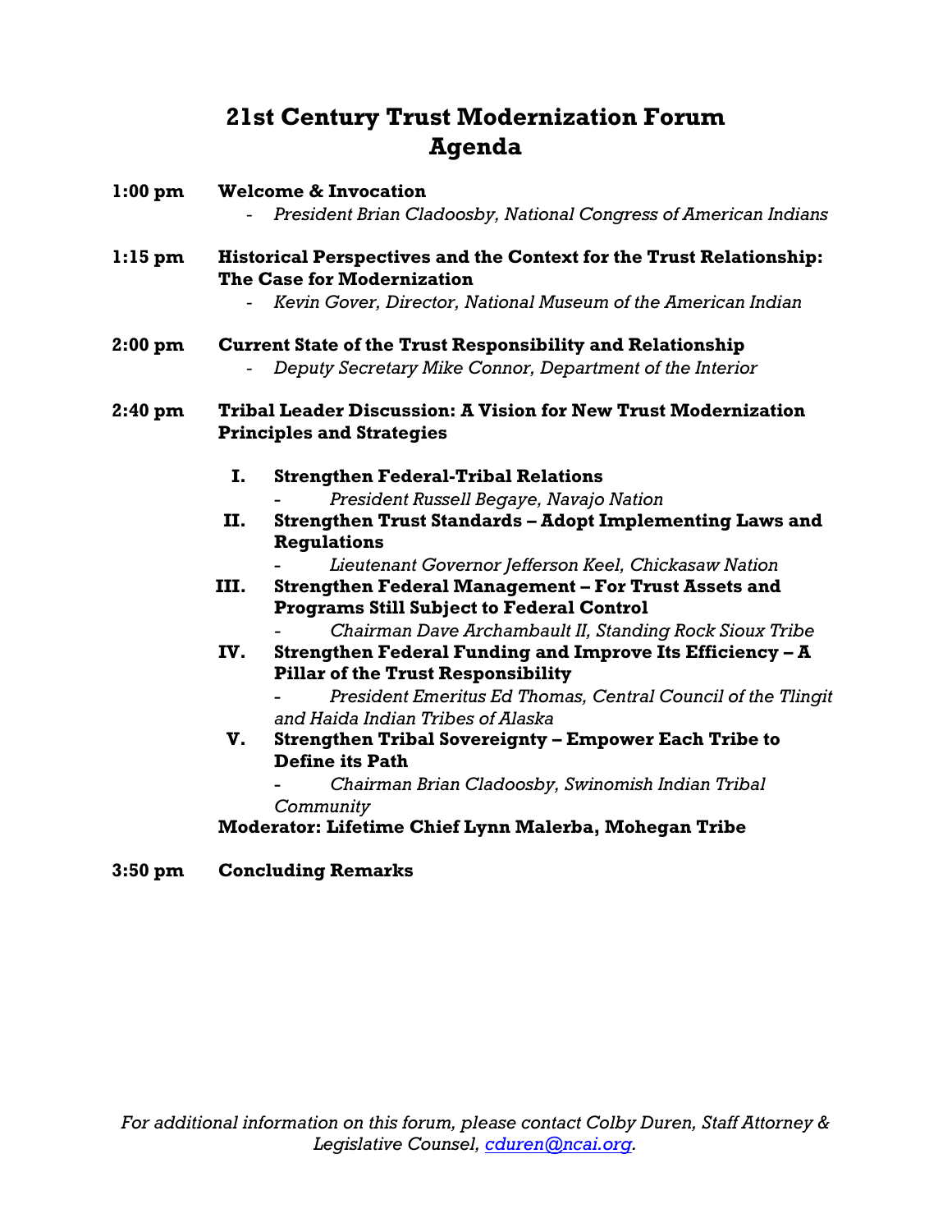# 21st Century Trust Modernization Forum
# Agenda

**1:00 pm** **Welcome & Invocation**

- *President Brian Cladoosby, National Congress of American Indians*

**1:15 pm** **Historical Perspectives and the Context for the Trust Relationship: The Case for Modernization**

- *Kevin Gover, Director, National Museum of the American Indian*

**2:00 pm** **Current State of the Trust Responsibility and Relationship**

- *Deputy Secretary Mike Connor, Department of the Interior*

**2:40 pm** **Tribal Leader Discussion: A Vision for New Trust Modernization Principles and Strategies**

I. **Strengthen Federal-Tribal Relations**
   - *President Russell Begaye, Navajo Nation*

II. **Strengthen Trust Standards – Adopt Implementing Laws and Regulations**
   - *Lieutenant Governor Jefferson Keel, Chickasaw Nation*

III. **Strengthen Federal Management – For Trust Assets and Programs Still Subject to Federal Control**
   - *Chairman Dave Archambault II, Standing Rock Sioux Tribe*

IV. **Strengthen Federal Funding and Improve Its Efficiency – A Pillar of the Trust Responsibility**
   - *President Emeritus Ed Thomas, Central Council of the Tlingit and Haida Indian Tribes of Alaska*

V. **Strengthen Tribal Sovereignty – Empower Each Tribe to Define its Path**
   - *Chairman Brian Cladoosby, Swinomish Indian Tribal Community*

**Moderator: Lifetime Chief Lynn Malerba, Mohegan Tribe**

**3:50 pm** **Concluding Remarks**

*For additional information on this forum, please contact Colby Duren, Staff Attorney & Legislative Counsel, cduren@ncai.org.*